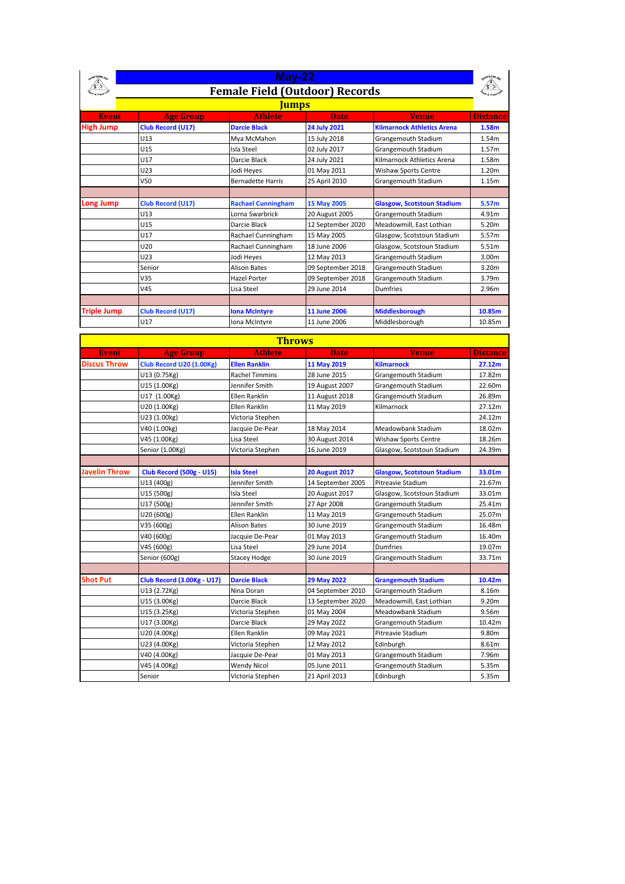# May-22

## Female Field (Outdoor) Records

### Jumps

| Event | Age Group | Athlete | Date | Venue | Distance |
|---|---|---|---|---|---|
| **High Jump** | **Club Record (U17)** | **Darcie Black** | **24 July 2021** | **Kilmarnock Athletics Arena** | **1.58m** |
| | U13 | Mya McMahon | 15 July 2018 | Grangemouth Stadium | 1.54m |
| | U15 | Isla Steel | 02 July 2017 | Grangemouth Stadium | 1.57m |
| | U17 | Darcie Black | 24 July 2021 | Kilmarnock Athletics Arena | 1.58m |
| | U23 | Jodi Heyes | 01 May 2011 | Wishaw Sports Centre | 1.20m |
| | V50 | Bernadette Harris | 25 April 2010 | Grangemouth Stadium | 1.15m |
| | | | | | |
| **Long Jump** | **Club Record (U17)** | **Rachael Cunningham** | **15 May 2005** | **Glasgow, Scotstoun Stadium** | **5.57m** |
| | U13 | Lorna Swarbrick | 20 August 2005 | Grangemouth Stadium | 4.91m |
| | U15 | Darcie Black | 12 September 2020 | Meadowmill, East Lothian | 5.20m |
| | U17 | Rachael Cunningham | 15 May 2005 | Glasgow, Scotstoun Stadium | 5.57m |
| | U20 | Rachael Cunningham | 18 June 2006 | Glasgow, Scotstoun Stadium | 5.51m |
| | U23 | Jodi Heyes | 12 May 2013 | Grangemouth Stadium | 3.00m |
| | Senior | Alison Bates | 09 September 2018 | Grangemouth Stadium | 3.20m |
| | V35 | Hazel Porter | 09 September 2018 | Grangemouth Stadium | 3.79m |
| | V45 | Lisa Steel | 29 June 2014 | Dumfries | 2.96m |
| | | | | | |
| **Triple Jump** | **Club Record (U17)** | **Iona McIntyre** | **11 June 2006** | **Middlesborough** | **10.85m** |
| | U17 | Iona McIntyre | 11 June 2006 | Middlesborough | 10.85m |

### Throws

| Event | Age Group | Athlete | Date | Venue | Distance |
|---|---|---|---|---|---|
| **Discus Throw** | **Club Record U20 (1.00Kg)** | **Ellen Rankin** | **11 May 2019** | **Kilmarnock** | **27.12m** |
| | U13 (0.75Kg) | Rachel Timmins | 28 June 2015 | Grangemouth Stadium | 17.82m |
| | U15 (1.00Kg) | Jennifer Smith | 19 August 2007 | Grangemouth Stadium | 22.60m |
| | U17 (1.00Kg) | Ellen Rankin | 11 August 2018 | Grangemouth Stadium | 26.89m |
| | U20 (1.00Kg) | Ellen Rankin | 11 May 2019 | Kilmarnock | 27.12m |
| | U23 (1.00Kg) | Victoria Stephen | | | 24.12m |
| | V40 (1.00Kg) | Jacquie De-Pear | 18 May 2014 | Meadowbank Stadium | 18.02m |
| | V45 (1.00Kg) | Lisa Steel | 30 August 2014 | Wishaw Sports Centre | 18.26m |
| | Senior (1.00Kg) | Victoria Stephen | 16 June 2019 | Glasgow, Scotstoun Stadium | 24.39m |
| | | | | | |
| **Javelin Throw** | **Club Record (500g - U15)** | **Isla Steel** | **20 August 2017** | **Glasgow, Scotstoun Stadium** | **33.01m** |
| | U13 (400g) | Jennifer Smith | 14 September 2005 | Pitreavie Stadium | 21.67m |
| | U15 (500g) | Isla Steel | 20 August 2017 | Glasgow, Scotstoun Stadium | 33.01m |
| | U17 (500g) | Jennifer Smith | 27 Apr 2008 | Grangemouth Stadium | 25.41m |
| | U20 (600g) | Ellen Rankin | 11 May 2019 | Grangemouth Stadium | 25.07m |
| | V35 (600g) | Alison Bates | 30 June 2019 | Grangemouth Stadium | 16.48m |
| | V40 (600g) | Jacquie De-Pear | 01 May 2013 | Grangemouth Stadium | 16.40m |
| | V45 (600g) | Lisa Steel | 29 June 2014 | Dumfries | 19.07m |
| | Senior (600g) | Stacey Hodge | 30 June 2019 | Grangemouth Stadium | 33.71m |
| | | | | | |
| **Shot Put** | **Club Record (3.00Kg - U17)** | **Darcie Black** | **29 May 2022** | **Grangemouth Stadium** | **10.42m** |
| | U13 (2.72Kg) | Nina Doran | 04 September 2010 | Grangemouth Stadium | 8.16m |
| | U15 (3.00Kg) | Darcie Black | 13 September 2020 | Meadowmill, East Lothian | 9.20m |
| | U15 (3.25Kg) | Victoria Stephen | 01 May 2004 | Meadowbank Stadium | 9.56m |
| | U17 (3.00Kg) | Darcie Black | 29 May 2022 | Grangemouth Stadium | 10.42m |
| | U20 (4.00Kg) | Ellen Rankin | 09 May 2021 | Pitreavie Stadium | 9.80m |
| | U23 (4.00Kg) | Victoria Stephen | 12 May 2012 | Edinburgh | 8.61m |
| | V40 (4.00Kg) | Jacquie De-Pear | 01 May 2013 | Grangemouth Stadium | 7.96m |
| | V45 (4.00Kg) | Wendy Nicol | 05 June 2011 | Grangemouth Stadium | 5.35m |
| | Senior | Victoria Stephen | 21 April 2013 | Edinburgh | 5.35m |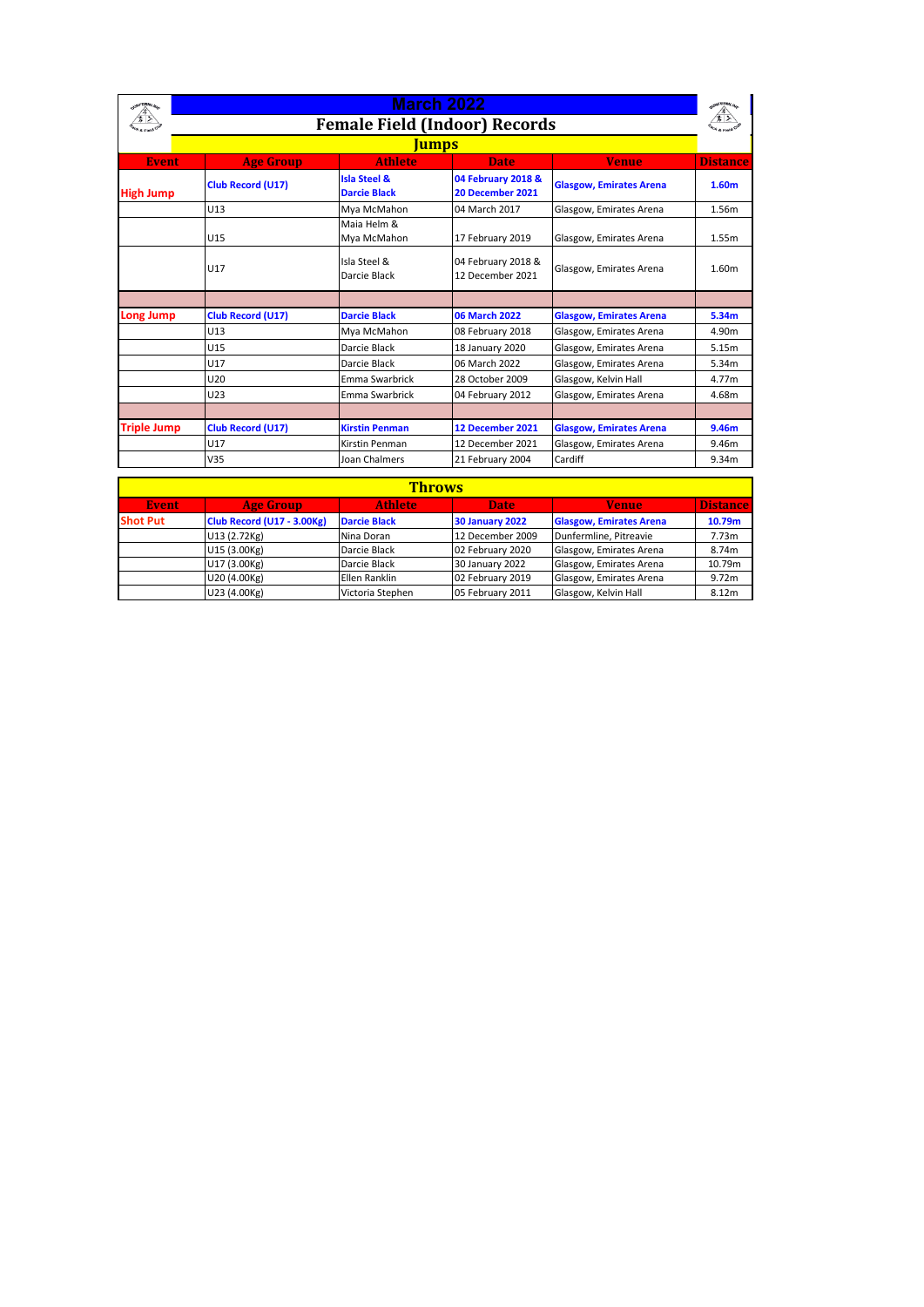# March 2022

## Female Field (Indoor) Records

### Jumps

| Event | Age Group | Athlete | Date | Venue | Distance |
|---|---|---|---|---|---|
| **High Jump** | **Club Record (U17)** | **Isla Steel & Darcie Black** | **04 February 2018 & 20 December 2021** | **Glasgow, Emirates Arena** | **1.60m** |
| | U13 | Mya McMahon | 04 March 2017 | Glasgow, Emirates Arena | 1.56m |
| | U15 | Maia Helm & Mya McMahon | 17 February 2019 | Glasgow, Emirates Arena | 1.55m |
| | U17 | Isla Steel & Darcie Black | 04 February 2018 & 12 December 2021 | Glasgow, Emirates Arena | 1.60m |
| | | | | | |
| **Long Jump** | **Club Record (U17)** | **Darcie Black** | **06 March 2022** | **Glasgow, Emirates Arena** | **5.34m** |
| | U13 | Mya McMahon | 08 February 2018 | Glasgow, Emirates Arena | 4.90m |
| | U15 | Darcie Black | 18 January 2020 | Glasgow, Emirates Arena | 5.15m |
| | U17 | Darcie Black | 06 March 2022 | Glasgow, Emirates Arena | 5.34m |
| | U20 | Emma Swarbrick | 28 October 2009 | Glasgow, Kelvin Hall | 4.77m |
| | U23 | Emma Swarbrick | 04 February 2012 | Glasgow, Emirates Arena | 4.68m |
| | | | | | |
| **Triple Jump** | **Club Record (U17)** | **Kirstin Penman** | **12 December 2021** | **Glasgow, Emirates Arena** | **9.46m** |
| | U17 | Kirstin Penman | 12 December 2021 | Glasgow, Emirates Arena | 9.46m |
| | V35 | Joan Chalmers | 21 February 2004 | Cardiff | 9.34m |

### Throws

| Event | Age Group | Athlete | Date | Venue | Distance |
|---|---|---|---|---|---|
| **Shot Put** | **Club Record (U17 - 3.00Kg)** | **Darcie Black** | **30 January 2022** | **Glasgow, Emirates Arena** | **10.79m** |
| | U13 (2.72Kg) | Nina Doran | 12 December 2009 | Dunfermline, Pitreavie | 7.73m |
| | U15 (3.00Kg) | Darcie Black | 02 February 2020 | Glasgow, Emirates Arena | 8.74m |
| | U17 (3.00Kg) | Darcie Black | 30 January 2022 | Glasgow, Emirates Arena | 10.79m |
| | U20 (4.00Kg) | Ellen Ranklin | 02 February 2019 | Glasgow, Emirates Arena | 9.72m |
| | U23 (4.00Kg) | Victoria Stephen | 05 February 2011 | Glasgow, Kelvin Hall | 8.12m |